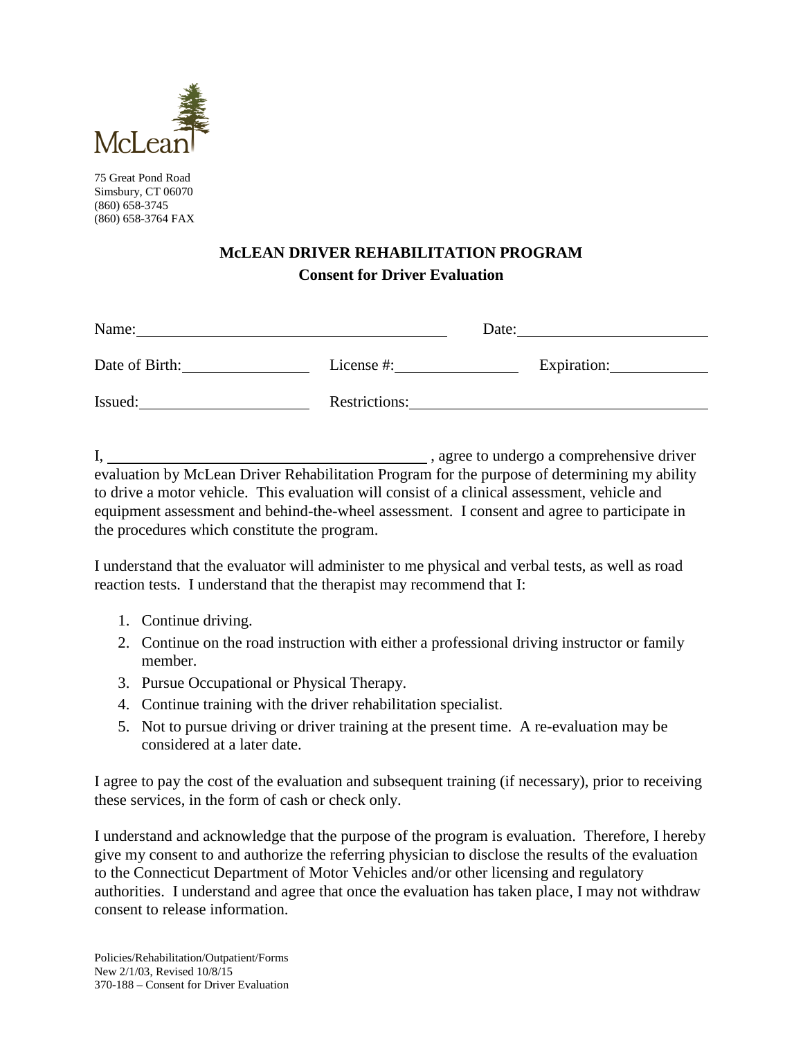McLean

75 Great Pond Road
Simsbury, CT 06070
(860) 658-3745
(860) 658-3764 FAX

## McLEAN DRIVER REHABILITATION PROGRAM

### Consent for Driver Evaluation

Name: ______________________________ Date: ____________________

Date of Birth: ______________ License #: ______________ Expiration: ____________

Issued: __________________ Restrictions: ______________________________

I, ________________________________ , agree to undergo a comprehensive driver evaluation by McLean Driver Rehabilitation Program for the purpose of determining my ability to drive a motor vehicle. This evaluation will consist of a clinical assessment, vehicle and equipment assessment and behind-the-wheel assessment. I consent and agree to participate in the procedures which constitute the program.

I understand that the evaluator will administer to me physical and verbal tests, as well as road reaction tests. I understand that the therapist may recommend that I:

1. Continue driving.
2. Continue on the road instruction with either a professional driving instructor or family member.
3. Pursue Occupational or Physical Therapy.
4. Continue training with the driver rehabilitation specialist.
5. Not to pursue driving or driver training at the present time. A re-evaluation may be considered at a later date.

I agree to pay the cost of the evaluation and subsequent training (if necessary), prior to receiving these services, in the form of cash or check only.

I understand and acknowledge that the purpose of the program is evaluation. Therefore, I hereby give my consent to and authorize the referring physician to disclose the results of the evaluation to the Connecticut Department of Motor Vehicles and/or other licensing and regulatory authorities. I understand and agree that once the evaluation has taken place, I may not withdraw consent to release information.

Policies/Rehabilitation/Outpatient/Forms
New 2/1/03, Revised 10/8/15
370-188 – Consent for Driver Evaluation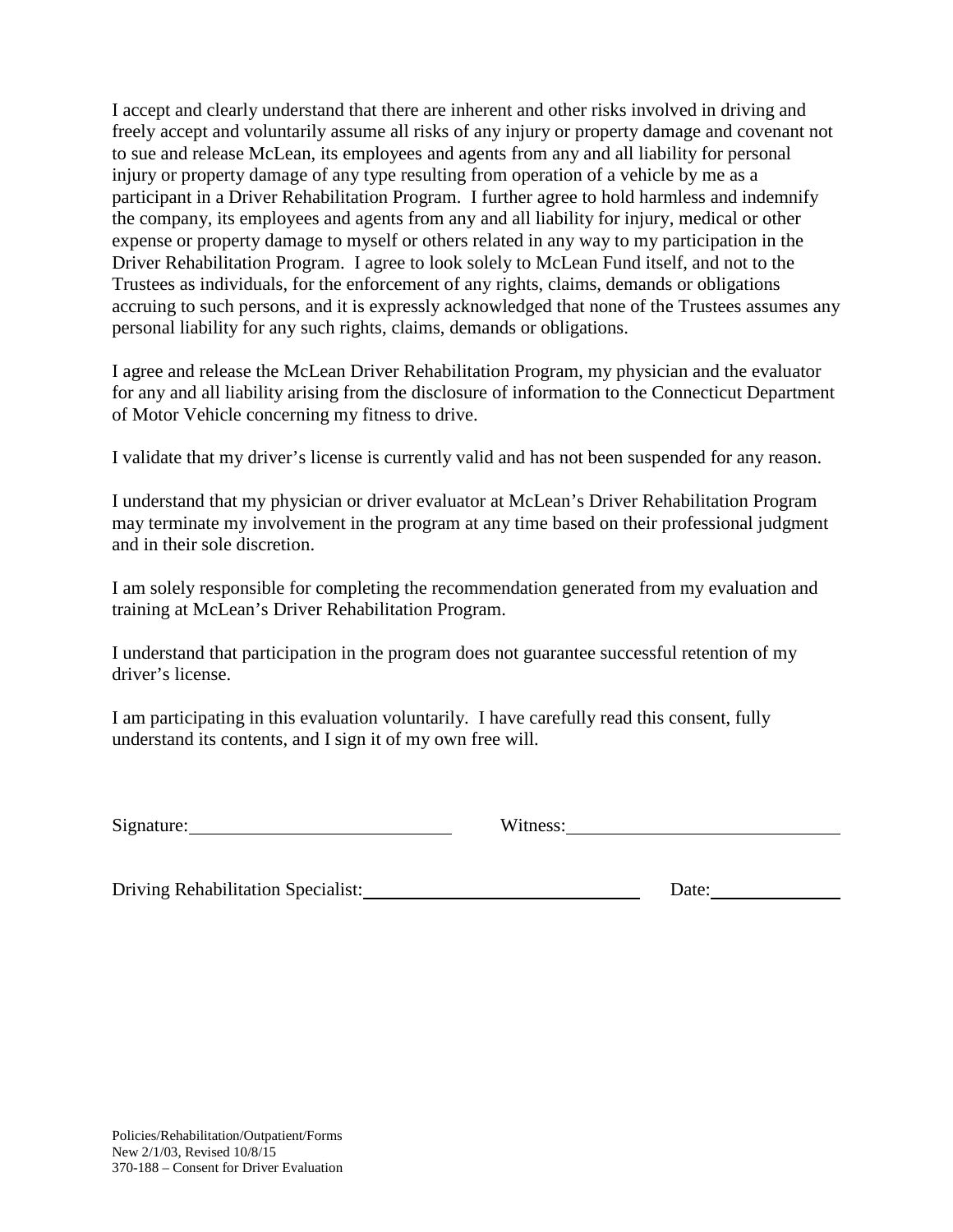I accept and clearly understand that there are inherent and other risks involved in driving and freely accept and voluntarily assume all risks of any injury or property damage and covenant not to sue and release McLean, its employees and agents from any and all liability for personal injury or property damage of any type resulting from operation of a vehicle by me as a participant in a Driver Rehabilitation Program. I further agree to hold harmless and indemnify the company, its employees and agents from any and all liability for injury, medical or other expense or property damage to myself or others related in any way to my participation in the Driver Rehabilitation Program. I agree to look solely to McLean Fund itself, and not to the Trustees as individuals, for the enforcement of any rights, claims, demands or obligations accruing to such persons, and it is expressly acknowledged that none of the Trustees assumes any personal liability for any such rights, claims, demands or obligations.

I agree and release the McLean Driver Rehabilitation Program, my physician and the evaluator for any and all liability arising from the disclosure of information to the Connecticut Department of Motor Vehicle concerning my fitness to drive.

I validate that my driver's license is currently valid and has not been suspended for any reason.

I understand that my physician or driver evaluator at McLean's Driver Rehabilitation Program may terminate my involvement in the program at any time based on their professional judgment and in their sole discretion.

I am solely responsible for completing the recommendation generated from my evaluation and training at McLean's Driver Rehabilitation Program.

I understand that participation in the program does not guarantee successful retention of my driver's license.

I am participating in this evaluation voluntarily. I have carefully read this consent, fully understand its contents, and I sign it of my own free will.

Signature:____________________________ Witness:______________________________

Driving Rehabilitation Specialist:______________________________ Date:______________

Policies/Rehabilitation/Outpatient/Forms
New 2/1/03, Revised 10/8/15
370-188 – Consent for Driver Evaluation